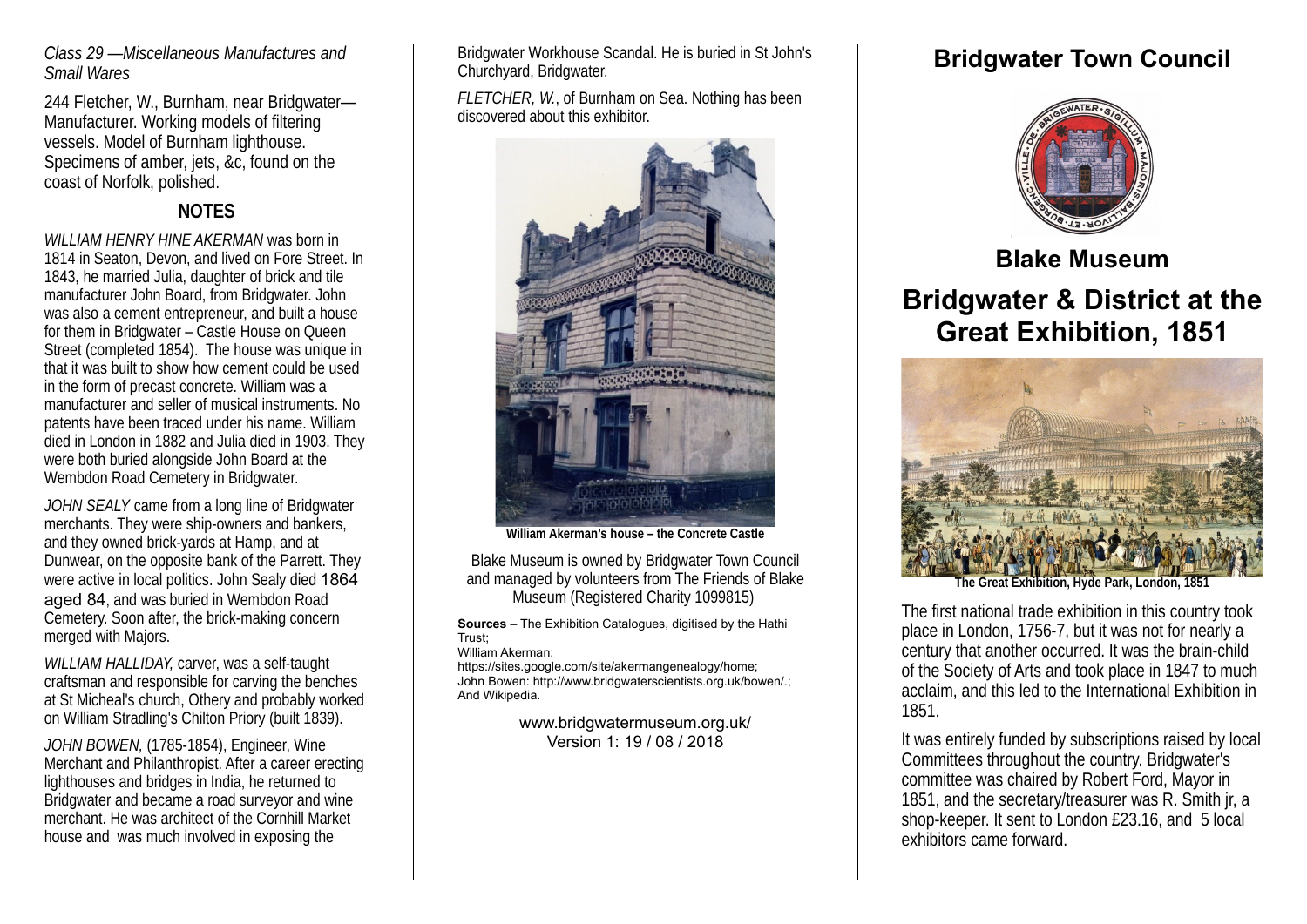*Class 29 —Miscellaneous Manufactures and Small Wares*

244 Fletcher, W., Burnham, near Bridgwater—Manufacturer. Working models of filtering vessels. Model of Burnham lighthouse. Specimens of amber, jets, &c, found on the coast of Norfolk, polished.

## NOTES

*WILLIAM HENRY HINE AKERMAN* was born in 1814 in Seaton, Devon, and lived on Fore Street. In 1843, he married Julia, daughter of brick and tile manufacturer John Board, from Bridgwater. John was also a cement entrepreneur, and built a house for them in Bridgwater – Castle House on Queen Street (completed 1854). The house was unique in that it was built to show how cement could be used in the form of precast concrete. William was a manufacturer and seller of musical instruments. No patents have been traced under his name. William died in London in 1882 and Julia died in 1903. They were both buried alongside John Board at the Wembdon Road Cemetery in Bridgwater.

*JOHN SEALY* came from a long line of Bridgwater merchants. They were ship-owners and bankers, and they owned brick-yards at Hamp, and at Dunwear, on the opposite bank of the Parrett. They were active in local politics. John Sealy died 1864 aged 84, and was buried in Wembdon Road Cemetery. Soon after, the brick-making concern merged with Majors.

*WILLIAM HALLIDAY,* carver, was a self-taught craftsman and responsible for carving the benches at St Micheal's church, Othery and probably worked on William Stradling's Chilton Priory (built 1839).

*JOHN BOWEN,* (1785-1854), Engineer, Wine Merchant and Philanthropist. After a career erecting lighthouses and bridges in India, he returned to Bridgwater and became a road surveyor and wine merchant. He was architect of the Cornhill Market house and was much involved in exposing the Bridgwater Workhouse Scandal. He is buried in St John's Churchyard, Bridgwater.

*FLETCHER, W.*, of Burnham on Sea. Nothing has been discovered about this exhibitor.

**William Akerman's house – the Concrete Castle**

Blake Museum is owned by Bridgwater Town Council and managed by volunteers from The Friends of Blake Museum (Registered Charity 1099815)

**Sources** – The Exhibition Catalogues, digitised by the Hathi Trust;
William Akerman:
https://sites.google.com/site/akermangenealogy/home;
John Bowen: http://www.bridgwaterscientists.org.uk/bowen/.;
And Wikipedia.

www.bridgwatermuseum.org.uk/
Version 1: 19 / 08 / 2018

# Bridgwater Town Council

## Blake Museum

# Bridgwater & District at the Great Exhibition, 1851

**The Great Exhibition, Hyde Park, London, 1851**

The first national trade exhibition in this country took place in London, 1756-7, but it was not for nearly a century that another occurred. It was the brain-child of the Society of Arts and took place in 1847 to much acclaim, and this led to the International Exhibition in 1851.

It was entirely funded by subscriptions raised by local Committees throughout the country. Bridgwater's committee was chaired by Robert Ford, Mayor in 1851, and the secretary/treasurer was R. Smith jr, a shop-keeper. It sent to London £23.16, and 5 local exhibitors came forward.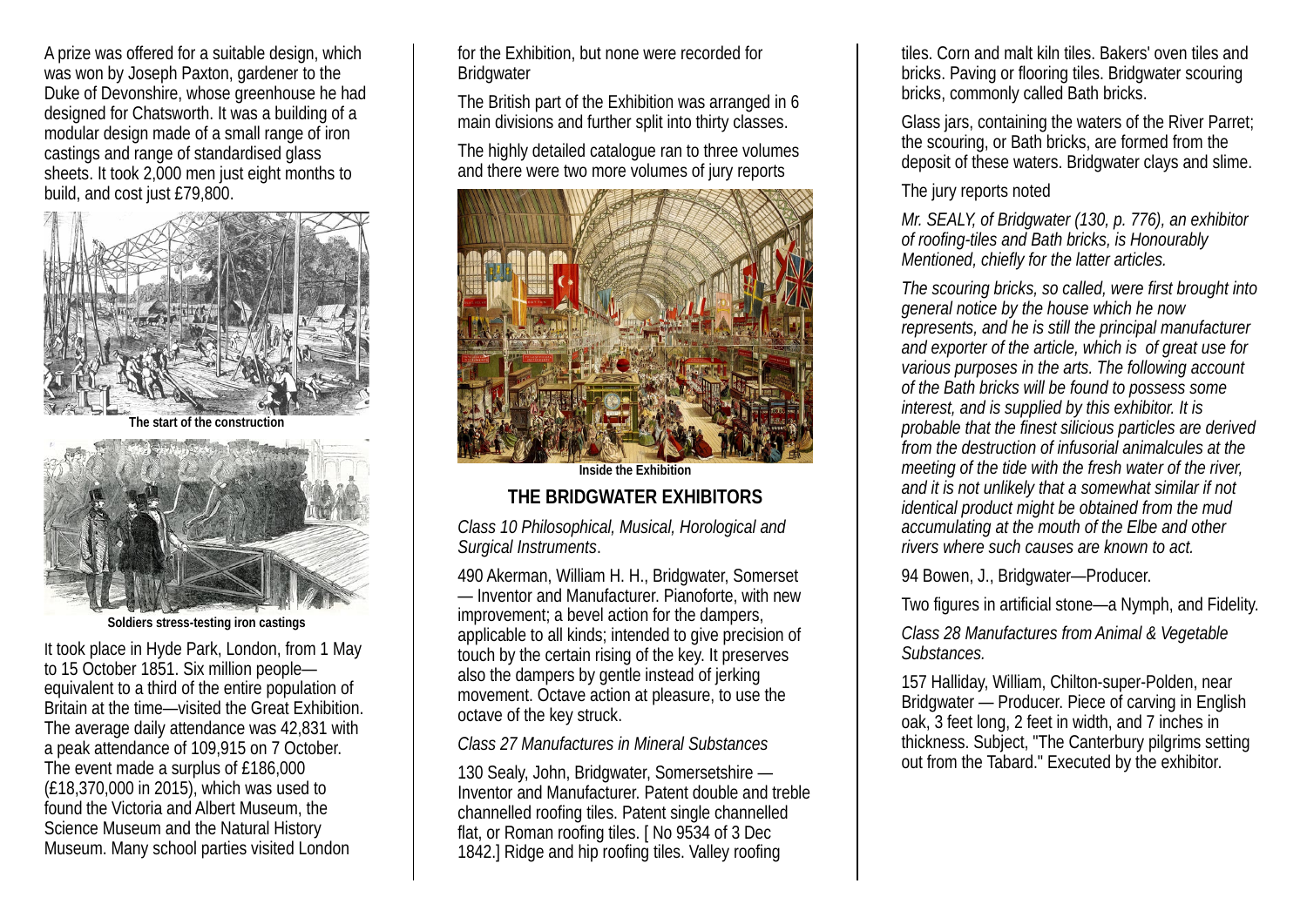A prize was offered for a suitable design, which was won by Joseph Paxton, gardener to the Duke of Devonshire, whose greenhouse he had designed for Chatsworth. It was a building of a modular design made of a small range of iron castings and range of standardised glass sheets. It took 2,000 men just eight months to build, and cost just £79,800.

**The start of the construction**

**Soldiers stress-testing iron castings**

It took place in Hyde Park, London, from 1 May to 15 October 1851. Six million people—equivalent to a third of the entire population of Britain at the time—visited the Great Exhibition. The average daily attendance was 42,831 with a peak attendance of 109,915 on 7 October. The event made a surplus of £186,000 (£18,370,000 in 2015), which was used to found the Victoria and Albert Museum, the Science Museum and the Natural History Museum. Many school parties visited London for the Exhibition, but none were recorded for Bridgwater

The British part of the Exhibition was arranged in 6 main divisions and further split into thirty classes.

The highly detailed catalogue ran to three volumes and there were two more volumes of jury reports

**Inside the Exhibition**

## THE BRIDGWATER EXHIBITORS

*Class 10 Philosophical, Musical, Horological and Surgical Instruments*.

490 Akerman, William H. H., Bridgwater, Somerset — Inventor and Manufacturer. Pianoforte, with new improvement; a bevel action for the dampers, applicable to all kinds; intended to give precision of touch by the certain rising of the key. It preserves also the dampers by gentle instead of jerking movement. Octave action at pleasure, to use the octave of the key struck.

*Class 27 Manufactures in Mineral Substances*

130 Sealy, John, Bridgwater, Somersetshire — Inventor and Manufacturer. Patent double and treble channelled roofing tiles. Patent single channelled flat, or Roman roofing tiles. [ No 9534 of 3 Dec 1842.] Ridge and hip roofing tiles. Valley roofing tiles. Corn and malt kiln tiles. Bakers' oven tiles and bricks. Paving or flooring tiles. Bridgwater scouring bricks, commonly called Bath bricks.

Glass jars, containing the waters of the River Parret; the scouring, or Bath bricks, are formed from the deposit of these waters. Bridgwater clays and slime.

The jury reports noted

*Mr. SEALY, of Bridgwater (130, p. 776), an exhibitor of roofing-tiles and Bath bricks, is Honourably Mentioned, chiefly for the latter articles.*

*The scouring bricks, so called, were first brought into general notice by the house which he now represents, and he is still the principal manufacturer and exporter of the article, which is of great use for various purposes in the arts. The following account of the Bath bricks will be found to possess some interest, and is supplied by this exhibitor. It is probable that the finest silicious particles are derived from the destruction of infusorial animalcules at the meeting of the tide with the fresh water of the river, and it is not unlikely that a somewhat similar if not identical product might be obtained from the mud accumulating at the mouth of the Elbe and other rivers where such causes are known to act.*

94 Bowen, J., Bridgwater—Producer.

Two figures in artificial stone—a Nymph, and Fidelity.

*Class 28 Manufactures from Animal & Vegetable Substances.*

157 Halliday, William, Chilton-super-Polden, near Bridgwater — Producer. Piece of carving in English oak, 3 feet long, 2 feet in width, and 7 inches in thickness. Subject, "The Canterbury pilgrims setting out from the Tabard." Executed by the exhibitor.